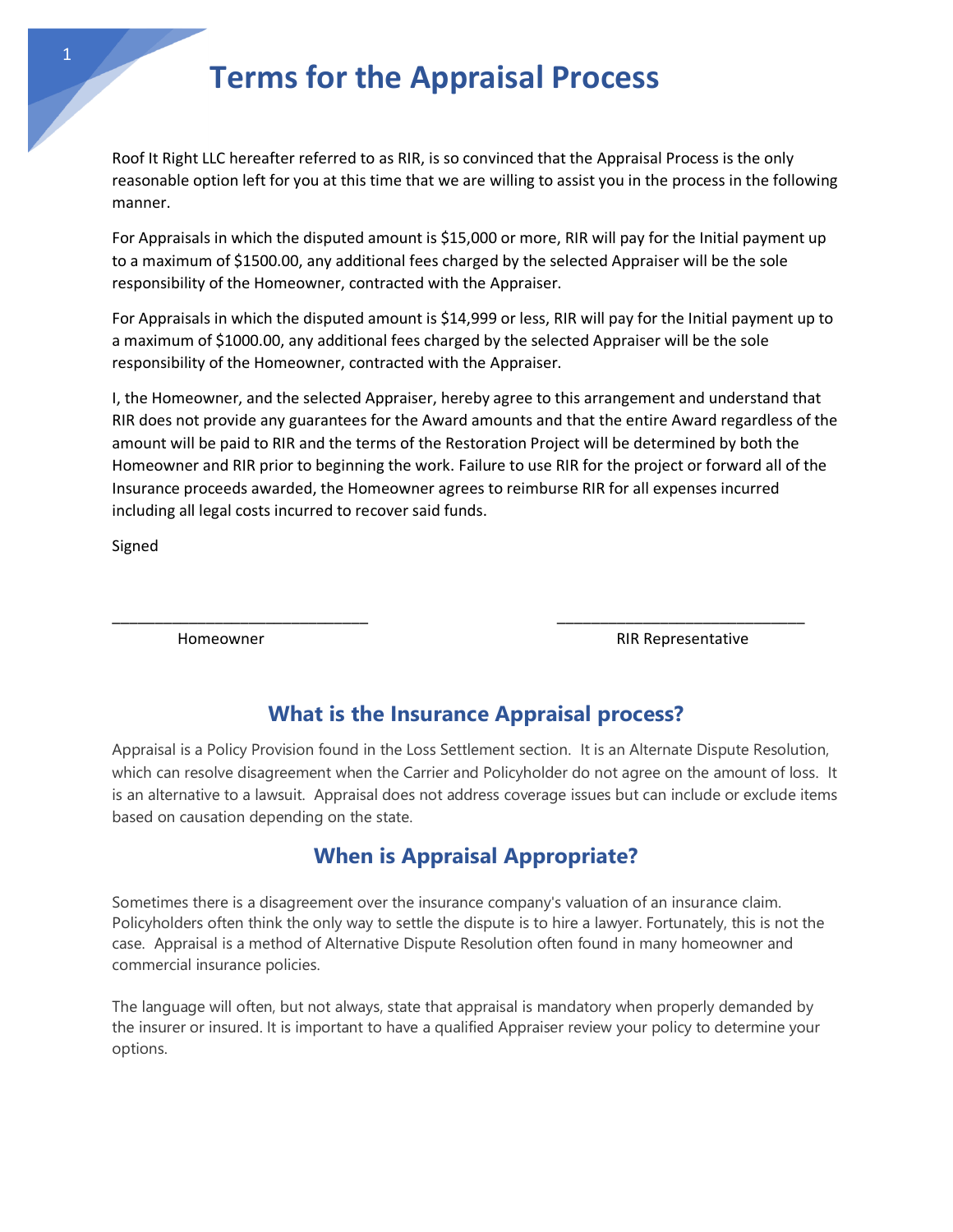# Terms for the Appraisal Process

Roof It Right LLC hereafter referred to as RIR, is so convinced that the Appraisal Process is the only reasonable option left for you at this time that we are willing to assist you in the process in the following manner.

For Appraisals in which the disputed amount is $15,000 or more, RIR will pay for the Initial payment up to a maximum of $1500.00, any additional fees charged by the selected Appraiser will be the sole responsibility of the Homeowner, contracted with the Appraiser.

For Appraisals in which the disputed amount is $14,999 or less, RIR will pay for the Initial payment up to a maximum of $1000.00, any additional fees charged by the selected Appraiser will be the sole responsibility of the Homeowner, contracted with the Appraiser.

I, the Homeowner, and the selected Appraiser, hereby agree to this arrangement and understand that RIR does not provide any guarantees for the Award amounts and that the entire Award regardless of the amount will be paid to RIR and the terms of the Restoration Project will be determined by both the Homeowner and RIR prior to beginning the work. Failure to use RIR for the project or forward all of the Insurance proceeds awarded, the Homeowner agrees to reimburse RIR for all expenses incurred including all legal costs incurred to recover said funds.

Signed

_______________________________ _______________________________

Homeowner RIR Representative

## What is the Insurance Appraisal process?

Appraisal is a Policy Provision found in the Loss Settlement section. It is an Alternate Dispute Resolution, which can resolve disagreement when the Carrier and Policyholder do not agree on the amount of loss. It is an alternative to a lawsuit. Appraisal does not address coverage issues but can include or exclude items based on causation depending on the state.

## When is Appraisal Appropriate?

Sometimes there is a disagreement over the insurance company's valuation of an insurance claim. Policyholders often think the only way to settle the dispute is to hire a lawyer. Fortunately, this is not the case. Appraisal is a method of Alternative Dispute Resolution often found in many homeowner and commercial insurance policies.

The language will often, but not always, state that appraisal is mandatory when properly demanded by the insurer or insured. It is important to have a qualified Appraiser review your policy to determine your options.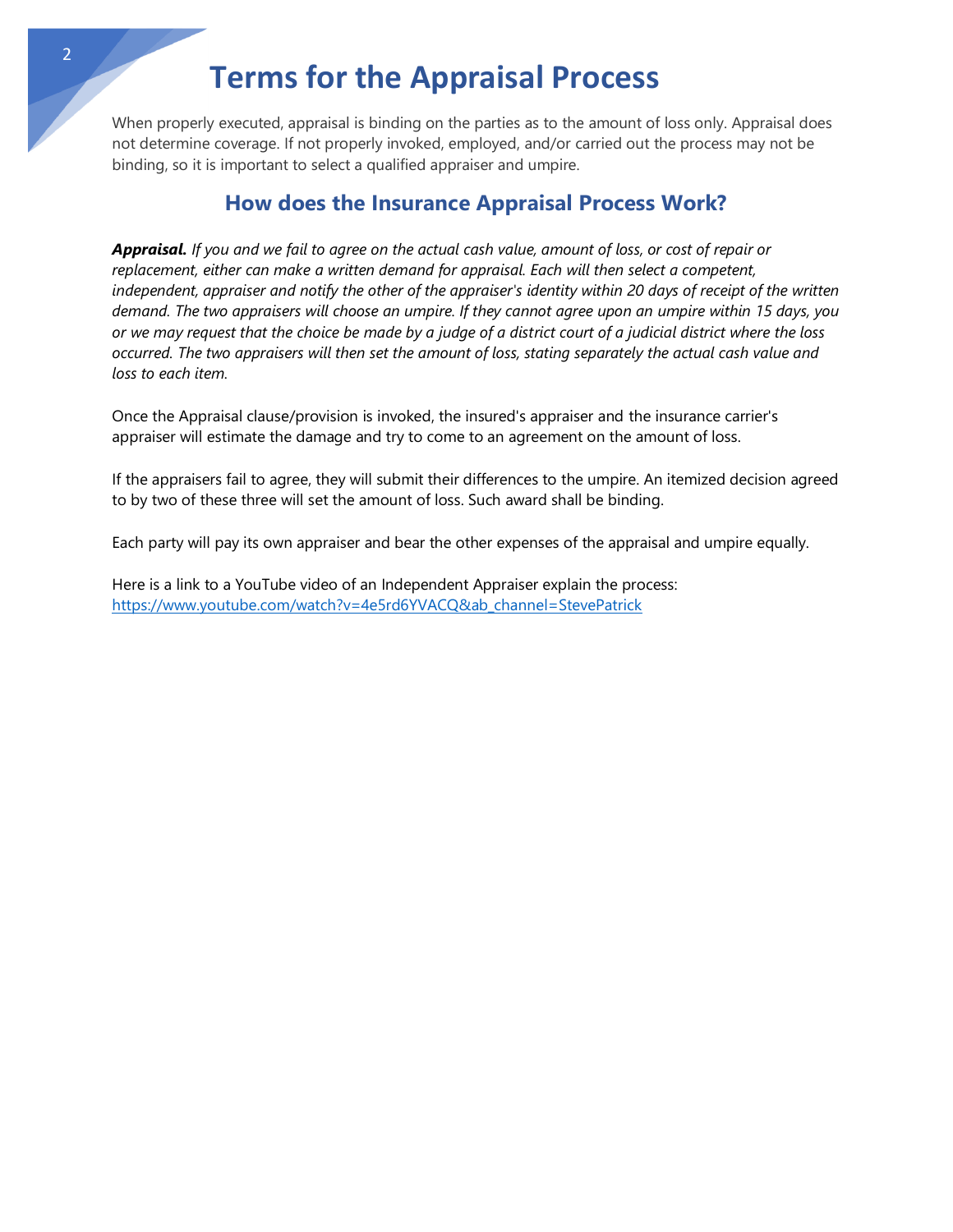# Terms for the Appraisal Process

When properly executed, appraisal is binding on the parties as to the amount of loss only. Appraisal does not determine coverage. If not properly invoked, employed, and/or carried out the process may not be binding, so it is important to select a qualified appraiser and umpire.

## How does the Insurance Appraisal Process Work?

***Appraisal.*** *If you and we fail to agree on the actual cash value, amount of loss, or cost of repair or replacement, either can make a written demand for appraisal. Each will then select a competent, independent, appraiser and notify the other of the appraiser's identity within 20 days of receipt of the written demand. The two appraisers will choose an umpire. If they cannot agree upon an umpire within 15 days, you or we may request that the choice be made by a judge of a district court of a judicial district where the loss occurred. The two appraisers will then set the amount of loss, stating separately the actual cash value and loss to each item.*

Once the Appraisal clause/provision is invoked, the insured's appraiser and the insurance carrier's appraiser will estimate the damage and try to come to an agreement on the amount of loss.

If the appraisers fail to agree, they will submit their differences to the umpire. An itemized decision agreed to by two of these three will set the amount of loss. Such award shall be binding.

Each party will pay its own appraiser and bear the other expenses of the appraisal and umpire equally.

Here is a link to a YouTube video of an Independent Appraiser explain the process:
https://www.youtube.com/watch?v=4e5rd6YVACQ&ab_channel=StevePatrick